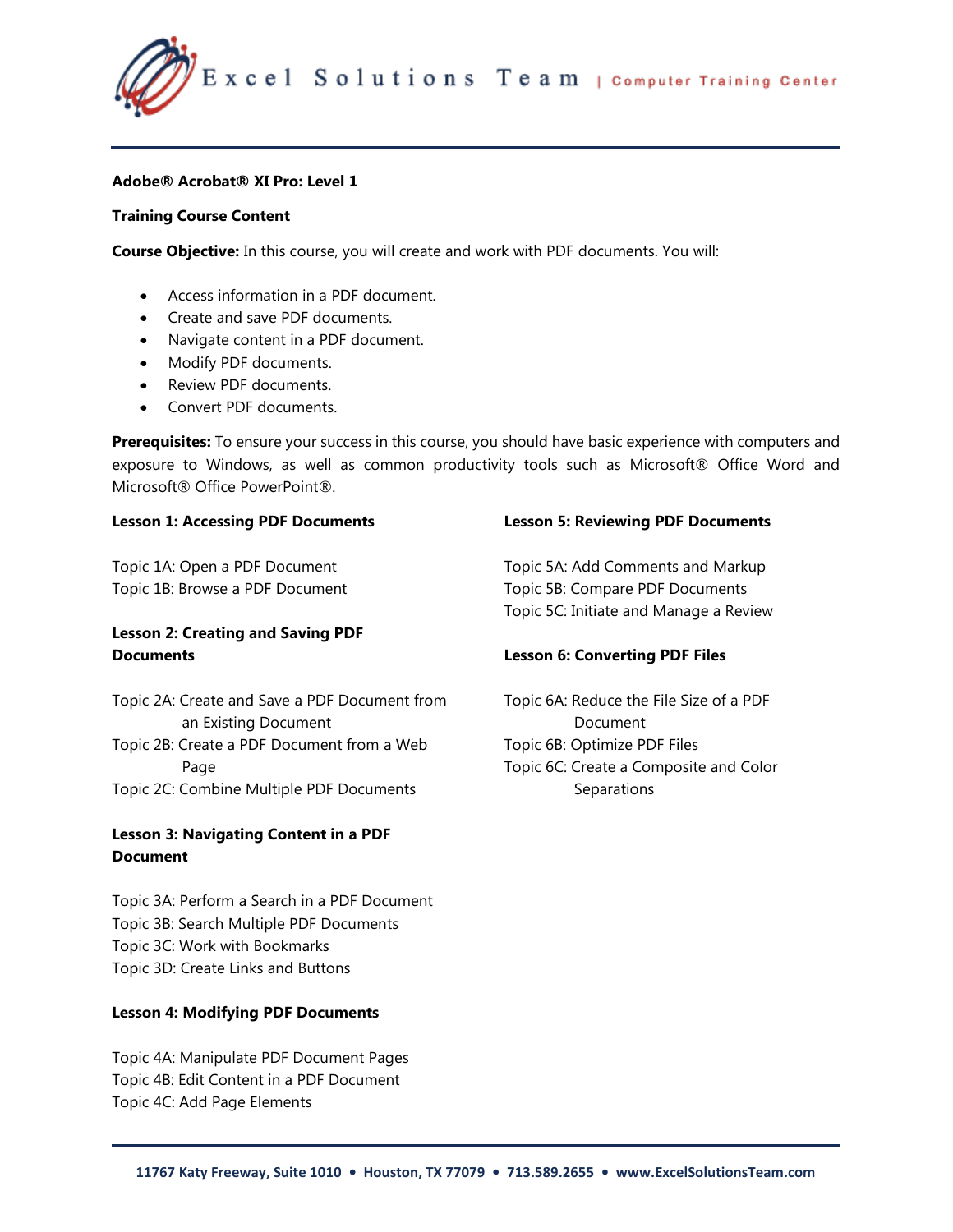# Adobe® Acrobat® XI Pro: Level 1

## Training Course Content

**Course Objective:** In this course, you will create and work with PDF documents. You will:

- Access information in a PDF document.
- Create and save PDF documents.
- Navigate content in a PDF document.
- Modify PDF documents.
- Review PDF documents.
- Convert PDF documents.

**Prerequisites:** To ensure your success in this course, you should have basic experience with computers and exposure to Windows, as well as common productivity tools such as Microsoft® Office Word and Microsoft® Office PowerPoint®.

### Lesson 1: Accessing PDF Documents

Topic 1A: Open a PDF Document
Topic 1B: Browse a PDF Document

### Lesson 2: Creating and Saving PDF Documents

Topic 2A: Create and Save a PDF Document from an Existing Document
Topic 2B: Create a PDF Document from a Web Page
Topic 2C: Combine Multiple PDF Documents

### Lesson 3: Navigating Content in a PDF Document

Topic 3A: Perform a Search in a PDF Document
Topic 3B: Search Multiple PDF Documents
Topic 3C: Work with Bookmarks
Topic 3D: Create Links and Buttons

### Lesson 4: Modifying PDF Documents

Topic 4A: Manipulate PDF Document Pages
Topic 4B: Edit Content in a PDF Document
Topic 4C: Add Page Elements

### Lesson 5: Reviewing PDF Documents

Topic 5A: Add Comments and Markup
Topic 5B: Compare PDF Documents
Topic 5C: Initiate and Manage a Review

### Lesson 6: Converting PDF Files

Topic 6A: Reduce the File Size of a PDF Document
Topic 6B: Optimize PDF Files
Topic 6C: Create a Composite and Color Separations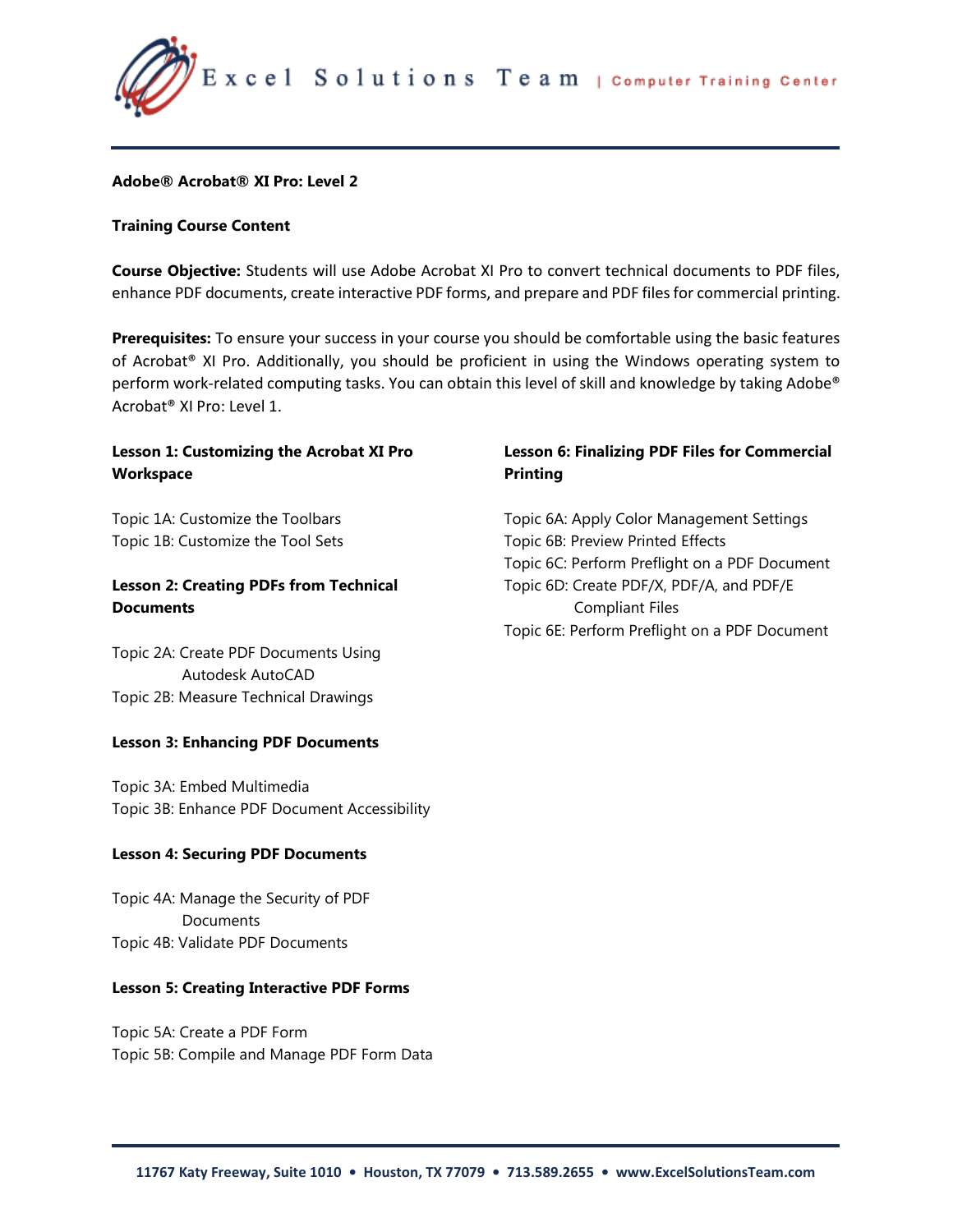**Adobe® Acrobat® XI Pro: Level 2**

**Training Course Content**

**Course Objective:** Students will use Adobe Acrobat XI Pro to convert technical documents to PDF files, enhance PDF documents, create interactive PDF forms, and prepare and PDF files for commercial printing.

**Prerequisites:** To ensure your success in your course you should be comfortable using the basic features of Acrobat® XI Pro. Additionally, you should be proficient in using the Windows operating system to perform work-related computing tasks. You can obtain this level of skill and knowledge by taking Adobe® Acrobat® XI Pro: Level 1.

**Lesson 1: Customizing the Acrobat XI Pro Workspace**

Topic 1A: Customize the Toolbars
Topic 1B: Customize the Tool Sets

**Lesson 2: Creating PDFs from Technical Documents**

Topic 2A: Create PDF Documents Using Autodesk AutoCAD
Topic 2B: Measure Technical Drawings

**Lesson 3: Enhancing PDF Documents**

Topic 3A: Embed Multimedia
Topic 3B: Enhance PDF Document Accessibility

**Lesson 4: Securing PDF Documents**

Topic 4A: Manage the Security of PDF Documents
Topic 4B: Validate PDF Documents

**Lesson 5: Creating Interactive PDF Forms**

Topic 5A: Create a PDF Form
Topic 5B: Compile and Manage PDF Form Data

**Lesson 6: Finalizing PDF Files for Commercial Printing**

Topic 6A: Apply Color Management Settings
Topic 6B: Preview Printed Effects
Topic 6C: Perform Preflight on a PDF Document
Topic 6D: Create PDF/X, PDF/A, and PDF/E Compliant Files
Topic 6E: Perform Preflight on a PDF Document

11767 Katy Freeway, Suite 1010 • Houston, TX 77079 • 713.589.2655 • www.ExcelSolutionsTeam.com